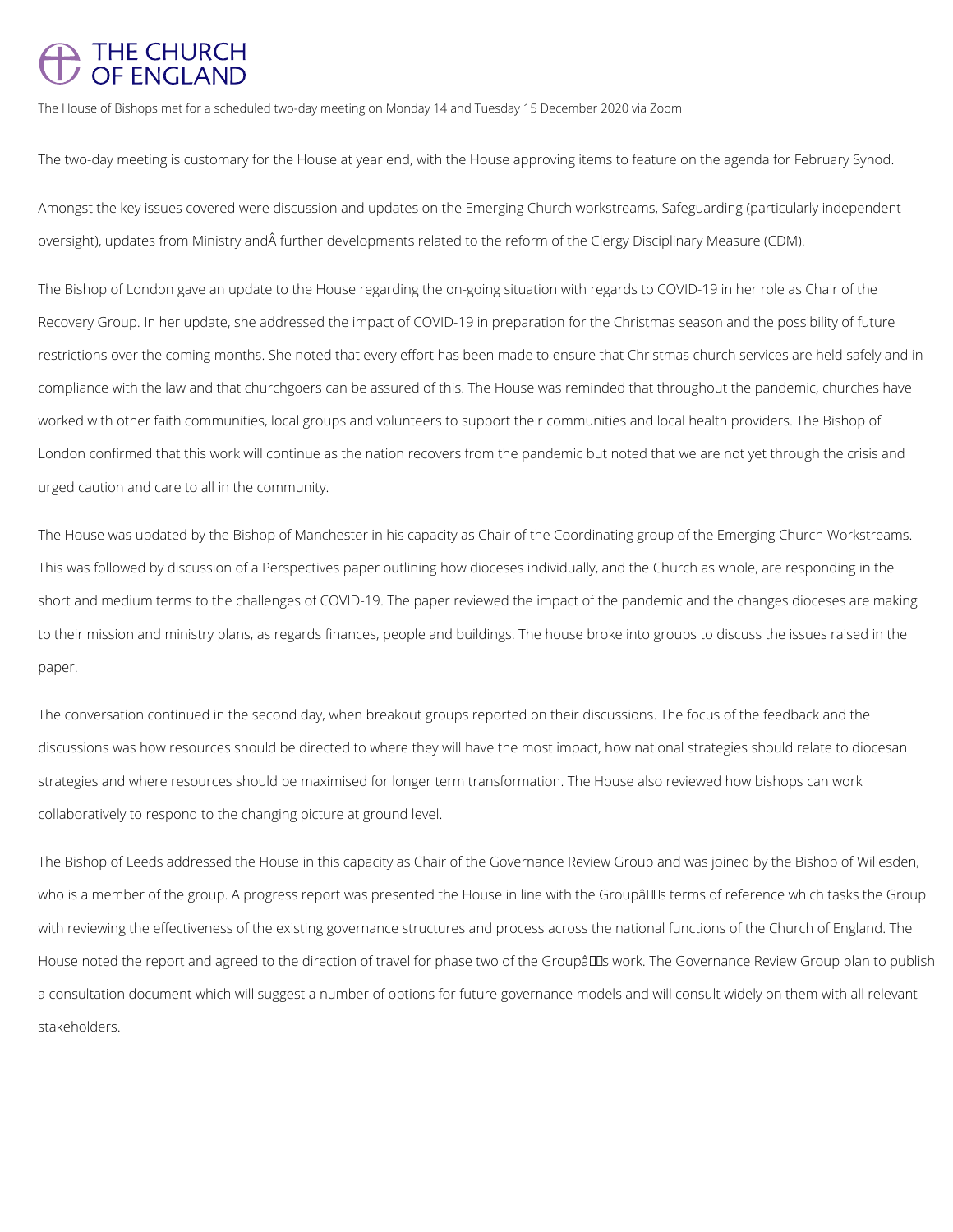# THE CHURCH OF ENGLAND

The House of Bishops met for a scheduled two-day meeting on Monday 14 and Tuesday 15 December 2020 via Zoom

The two-day meeting is customary for the House at year end, with the House approving items to feature on the agenda for February Synod.

Amongst the key issues covered were discussion and updates on the Emerging Church workstreams, Safeguarding (particularly independent oversight), updates from Ministry andÂ further developments related to the reform of the Clergy Disciplinary Measure (CDM).

The Bishop of London gave an update to the House regarding the on-going situation with regards to COVID-19 in her role as Chair of the Recovery Group. In her update, she addressed the impact of COVID-19 in preparation for the Christmas season and the possibility of future restrictions over the coming months. She noted that every effort has been made to ensure that Christmas church services are held safely and in compliance with the law and that churchgoers can be assured of this. The House was reminded that throughout the pandemic, churches have worked with other faith communities, local groups and volunteers to support their communities and local health providers. The Bishop of London confirmed that this work will continue as the nation recovers from the pandemic but noted that we are not yet through the crisis and urged caution and care to all in the community.

The House was updated by the Bishop of Manchester in his capacity as Chair of the Coordinating group of the Emerging Church Workstreams. This was followed by discussion of a Perspectives paper outlining how dioceses individually, and the Church as whole, are responding in the short and medium terms to the challenges of COVID-19. The paper reviewed the impact of the pandemic and the changes dioceses are making to their mission and ministry plans, as regards finances, people and buildings. The house broke into groups to discuss the issues raised in the paper.

The conversation continued in the second day, when breakout groups reported on their discussions. The focus of the feedback and the discussions was how resources should be directed to where they will have the most impact, how national strategies should relate to diocesan strategies and where resources should be maximised for longer term transformation. The House also reviewed how bishops can work collaboratively to respond to the changing picture at ground level.

The Bishop of Leeds addressed the House in this capacity as Chair of the Governance Review Group and was joined by the Bishop of Willesden, who is a member of the group. A progress report was presented the House in line with the Groupâs terms of reference which tasks the Group with reviewing the effectiveness of the existing governance structures and process across the national functions of the Church of England. The House noted the report and agreed to the direction of travel for phase two of the Groupâs work. The Governance Review Group plan to publish a consultation document which will suggest a number of options for future governance models and will consult widely on them with all relevant stakeholders.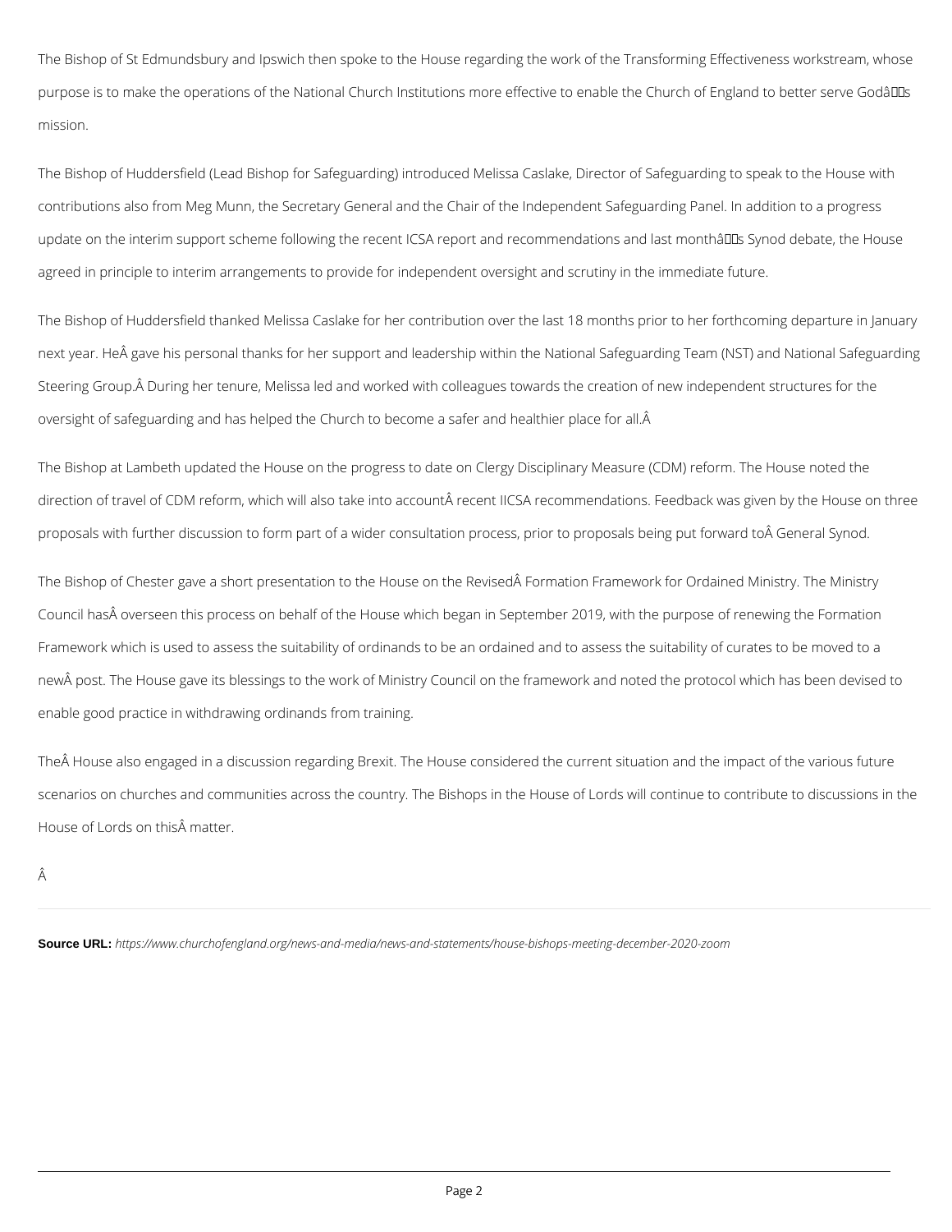The Bishop of St Edmundsbury and Ipswich then spoke to the House regarding the work of the Transforming Effectiveness workstream, whose purpose is to make the operations of the National Church Institutions more effective to enable the Church of England to better serve Godâ€™s mission.

The Bishop of Huddersfield (Lead Bishop for Safeguarding) introduced Melissa Caslake, Director of Safeguarding to speak to the House with contributions also from Meg Munn, the Secretary General and the Chair of the Independent Safeguarding Panel. In addition to a progress update on the interim support scheme following the recent ICSA report and recommendations and last monthâ€™s Synod debate, the House agreed in principle to interim arrangements to provide for independent oversight and scrutiny in the immediate future.

The Bishop of Huddersfield thanked Melissa Caslake for her contribution over the last 18 months prior to her forthcoming departure in January next year. HeÂ gave his personal thanks for her support and leadership within the National Safeguarding Team (NST) and National Safeguarding Steering Group.Â During her tenure, Melissa led and worked with colleagues towards the creation of new independent structures for the oversight of safeguarding and has helped the Church to become a safer and healthier place for all.Â

The Bishop at Lambeth updated the House on the progress to date on Clergy Disciplinary Measure (CDM) reform. The House noted the direction of travel of CDM reform, which will also take into accountÂ recent IICSA recommendations. Feedback was given by the House on three proposals with further discussion to form part of a wider consultation process, prior to proposals being put forward toÂ General Synod.

The Bishop of Chester gave a short presentation to the House on the RevisedÂ Formation Framework for Ordained Ministry. The Ministry Council hasÂ overseen this process on behalf of the House which began in September 2019, with the purpose of renewing the Formation Framework which is used to assess the suitability of ordinands to be an ordained and to assess the suitability of curates to be moved to a newÂ post. The House gave its blessings to the work of Ministry Council on the framework and noted the protocol which has been devised to enable good practice in withdrawing ordinands from training.

TheÂ House also engaged in a discussion regarding Brexit. The House considered the current situation and the impact of the various future scenarios on churches and communities across the country. The Bishops in the House of Lords will continue to contribute to discussions in the House of Lords on thisÂ matter.

Â

---

**Source URL:** *https://www.churchofengland.org/news-and-media/news-and-statements/house-bishops-meeting-december-2020-zoom*